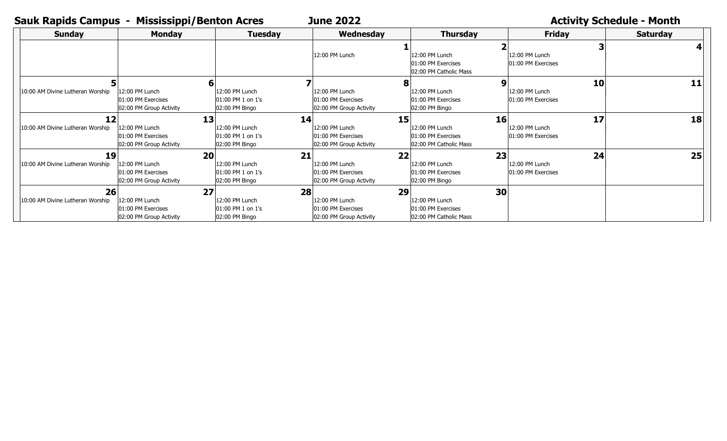# Sauk Rapids Campus - Mississippi/Benton Acres

## June 2022

## Activity Schedule - Month

| Sunday | Monday | Tuesday | Wednesday | Thursday | Friday | Saturday |
|---|---|---|---|---|---|---|
| | | | **1**<br>12:00 PM Lunch | **2**<br>12:00 PM Lunch<br>01:00 PM Exercises<br>02:00 PM Catholic Mass | **3**<br>12:00 PM Lunch<br>01:00 PM Exercises | **4** |
| **5**<br>10:00 AM Divine Lutheran Worship | **6**<br>12:00 PM Lunch<br>01:00 PM Exercises<br>02:00 PM Group Activity | **7**<br>12:00 PM Lunch<br>01:00 PM 1 on 1's<br>02:00 PM Bingo | **8**<br>12:00 PM Lunch<br>01:00 PM Exercises<br>02:00 PM Group Activity | **9**<br>12:00 PM Lunch<br>01:00 PM Exercises<br>02:00 PM Bingo | **10**<br>12:00 PM Lunch<br>01:00 PM Exercises | **11** |
| **12**<br>10:00 AM Divine Lutheran Worship | **13**<br>12:00 PM Lunch<br>01:00 PM Exercises<br>02:00 PM Group Activity | **14**<br>12:00 PM Lunch<br>01:00 PM 1 on 1's<br>02:00 PM Bingo | **15**<br>12:00 PM Lunch<br>01:00 PM Exercises<br>02:00 PM Group Activity | **16**<br>12:00 PM Lunch<br>01:00 PM Exercises<br>02:00 PM Catholic Mass | **17**<br>12:00 PM Lunch<br>01:00 PM Exercises | **18** |
| **19**<br>10:00 AM Divine Lutheran Worship | **20**<br>12:00 PM Lunch<br>01:00 PM Exercises<br>02:00 PM Group Activity | **21**<br>12:00 PM Lunch<br>01:00 PM 1 on 1's<br>02:00 PM Bingo | **22**<br>12:00 PM Lunch<br>01:00 PM Exercises<br>02:00 PM Group Activity | **23**<br>12:00 PM Lunch<br>01:00 PM Exercises<br>02:00 PM Bingo | **24**<br>12:00 PM Lunch<br>01:00 PM Exercises | **25** |
| **26**<br>10:00 AM Divine Lutheran Worship | **27**<br>12:00 PM Lunch<br>01:00 PM Exercises<br>02:00 PM Group Activity | **28**<br>12:00 PM Lunch<br>01:00 PM 1 on 1's<br>02:00 PM Bingo | **29**<br>12:00 PM Lunch<br>01:00 PM Exercises<br>02:00 PM Group Activity | **30**<br>12:00 PM Lunch<br>01:00 PM Exercises<br>02:00 PM Catholic Mass | | |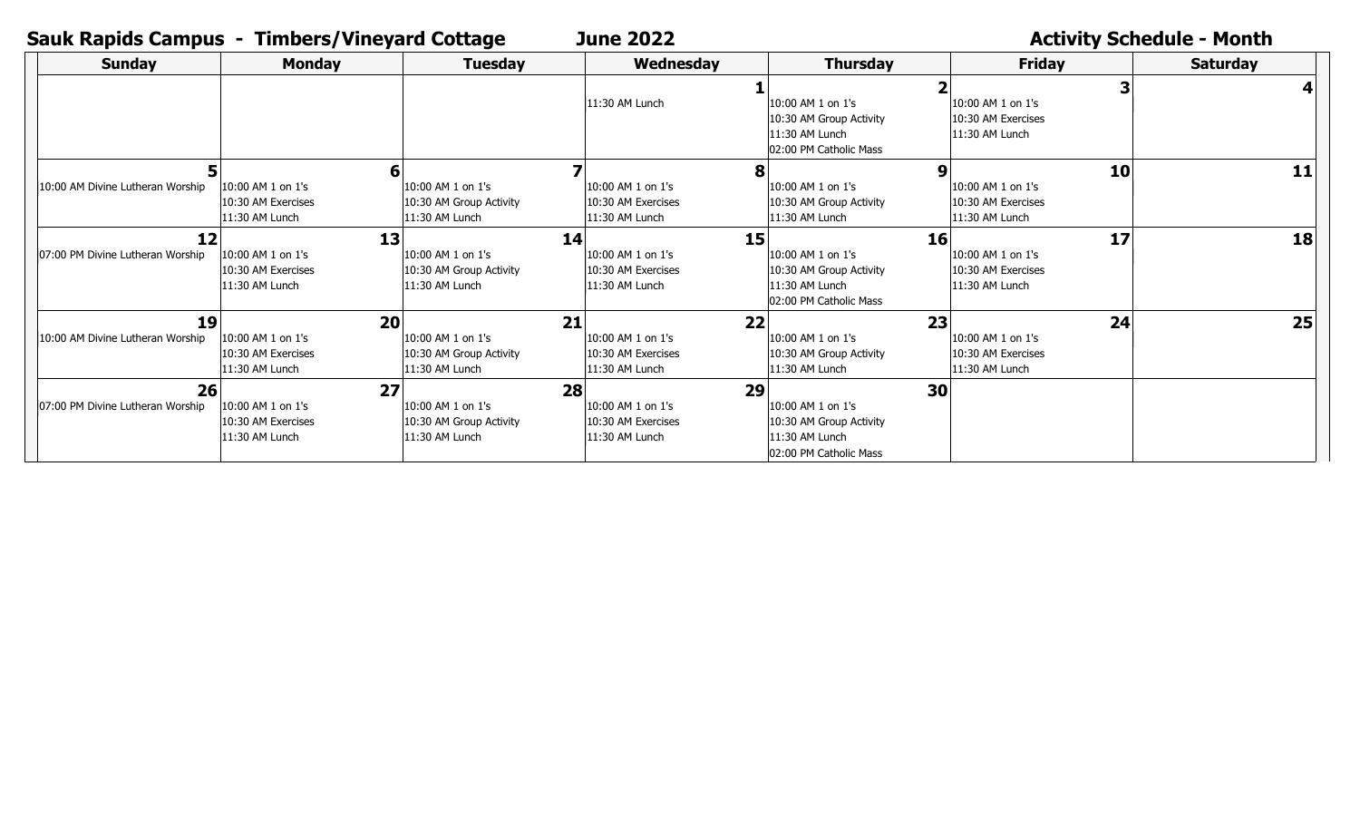# Sauk Rapids Campus - Timbers/Vineyard Cottage

## June 2022

## Activity Schedule - Month

| Sunday | Monday | Tuesday | Wednesday | Thursday | Friday | Saturday |
|---|---|---|---|---|---|---|
| | | | **1**<br>11:30 AM Lunch | **2**<br>10:00 AM 1 on 1's<br>10:30 AM Group Activity<br>11:30 AM Lunch<br>02:00 PM Catholic Mass | **3**<br>10:00 AM 1 on 1's<br>10:30 AM Exercises<br>11:30 AM Lunch | **4** |
| **5**<br>10:00 AM Divine Lutheran Worship | **6**<br>10:00 AM 1 on 1's<br>10:30 AM Exercises<br>11:30 AM Lunch | **7**<br>10:00 AM 1 on 1's<br>10:30 AM Group Activity<br>11:30 AM Lunch | **8**<br>10:00 AM 1 on 1's<br>10:30 AM Exercises<br>11:30 AM Lunch | **9**<br>10:00 AM 1 on 1's<br>10:30 AM Group Activity<br>11:30 AM Lunch | **10**<br>10:00 AM 1 on 1's<br>10:30 AM Exercises<br>11:30 AM Lunch | **11** |
| **12**<br>07:00 PM Divine Lutheran Worship | **13**<br>10:00 AM 1 on 1's<br>10:30 AM Exercises<br>11:30 AM Lunch | **14**<br>10:00 AM 1 on 1's<br>10:30 AM Group Activity<br>11:30 AM Lunch | **15**<br>10:00 AM 1 on 1's<br>10:30 AM Exercises<br>11:30 AM Lunch | **16**<br>10:00 AM 1 on 1's<br>10:30 AM Group Activity<br>11:30 AM Lunch<br>02:00 PM Catholic Mass | **17**<br>10:00 AM 1 on 1's<br>10:30 AM Exercises<br>11:30 AM Lunch | **18** |
| **19**<br>10:00 AM Divine Lutheran Worship | **20**<br>10:00 AM 1 on 1's<br>10:30 AM Exercises<br>11:30 AM Lunch | **21**<br>10:00 AM 1 on 1's<br>10:30 AM Group Activity<br>11:30 AM Lunch | **22**<br>10:00 AM 1 on 1's<br>10:30 AM Exercises<br>11:30 AM Lunch | **23**<br>10:00 AM 1 on 1's<br>10:30 AM Group Activity<br>11:30 AM Lunch | **24**<br>10:00 AM 1 on 1's<br>10:30 AM Exercises<br>11:30 AM Lunch | **25** |
| **26**<br>07:00 PM Divine Lutheran Worship | **27**<br>10:00 AM 1 on 1's<br>10:30 AM Exercises<br>11:30 AM Lunch | **28**<br>10:00 AM 1 on 1's<br>10:30 AM Group Activity<br>11:30 AM Lunch | **29**<br>10:00 AM 1 on 1's<br>10:30 AM Exercises<br>11:30 AM Lunch | **30**<br>10:00 AM 1 on 1's<br>10:30 AM Group Activity<br>11:30 AM Lunch<br>02:00 PM Catholic Mass | | |